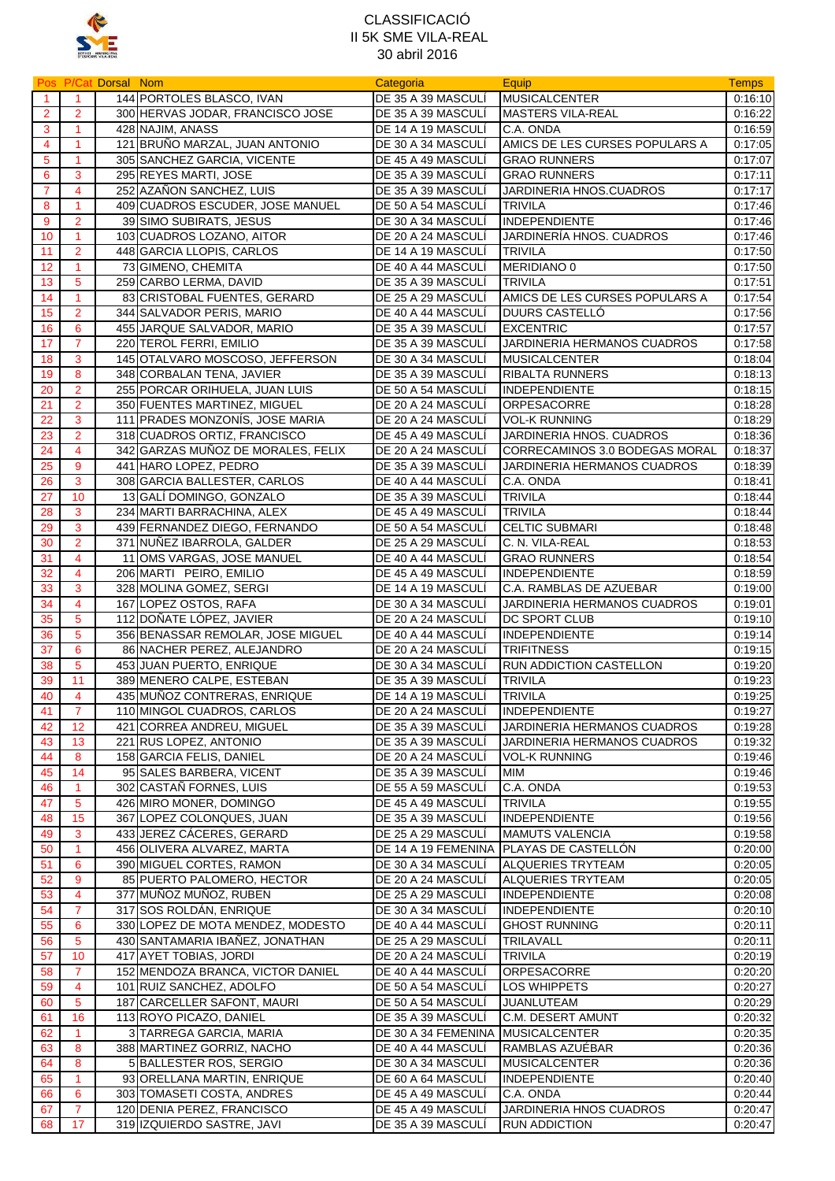# CLASSIFICACIÓ
## II 5K SME VILA-REAL
### 30 abril 2016

| Pos | P/Cat | Dorsal | Nom | Categoria | Equip | Temps |
|---|---|---|---|---|---|---|
| 1 | 1 | 144 | PORTOLES BLASCO, IVAN | DE 35 A 39 MASCULÍ | MUSICALCENTER | 0:16:10 |
| 2 | 2 | 300 | HERVAS JODAR, FRANCISCO JOSE | DE 35 A 39 MASCULÍ | MASTERS VILA-REAL | 0:16:22 |
| 3 | 1 | 428 | NAJIM, ANASS | DE 14 A 19 MASCULÍ | C.A. ONDA | 0:16:59 |
| 4 | 1 | 121 | BRUÑO MARZAL, JUAN ANTONIO | DE 30 A 34 MASCULÍ | AMICS DE LES CURSES POPULARS A | 0:17:05 |
| 5 | 1 | 305 | SANCHEZ GARCIA, VICENTE | DE 45 A 49 MASCULÍ | GRAO RUNNERS | 0:17:07 |
| 6 | 3 | 295 | REYES MARTI, JOSE | DE 35 A 39 MASCULÍ | GRAO RUNNERS | 0:17:11 |
| 7 | 4 | 252 | AZAÑON SANCHEZ, LUIS | DE 35 A 39 MASCULÍ | JARDINERIA HNOS.CUADROS | 0:17:17 |
| 8 | 1 | 409 | CUADROS ESCUDER, JOSE MANUEL | DE 50 A 54 MASCULÍ | TRIVILA | 0:17:46 |
| 9 | 2 | 39 | SIMO SUBIRATS, JESUS | DE 30 A 34 MASCULÍ | INDEPENDIENTE | 0:17:46 |
| 10 | 1 | 103 | CUADROS LOZANO, AITOR | DE 20 A 24 MASCULÍ | JARDINERÍA HNOS. CUADROS | 0:17:46 |
| 11 | 2 | 448 | GARCIA LLOPIS, CARLOS | DE 14 A 19 MASCULÍ | TRIVILA | 0:17:50 |
| 12 | 1 | 73 | GIMENO, CHEMITA | DE 40 A 44 MASCULÍ | MERIDIANO 0 | 0:17:50 |
| 13 | 5 | 259 | CARBO LERMA, DAVID | DE 35 A 39 MASCULÍ | TRIVILA | 0:17:51 |
| 14 | 1 | 83 | CRISTOBAL FUENTES, GERARD | DE 25 A 29 MASCULÍ | AMICS DE LES CURSES POPULARS A | 0:17:54 |
| 15 | 2 | 344 | SALVADOR PERIS, MARIO | DE 40 A 44 MASCULÍ | DUURS CASTELLÓ | 0:17:56 |
| 16 | 6 | 455 | JARQUE SALVADOR, MARIO | DE 35 A 39 MASCULÍ | EXCENTRIC | 0:17:57 |
| 17 | 7 | 220 | TEROL FERRI, EMILIO | DE 35 A 39 MASCULÍ | JARDINERIA HERMANOS CUADROS | 0:17:58 |
| 18 | 3 | 145 | OTALVARO MOSCOSO, JEFFERSON | DE 30 A 34 MASCULÍ | MUSICALCENTER | 0:18:04 |
| 19 | 8 | 348 | CORBALAN TENA, JAVIER | DE 35 A 39 MASCULÍ | RIBALTA RUNNERS | 0:18:13 |
| 20 | 2 | 255 | PORCAR ORIHUELA, JUAN LUIS | DE 50 A 54 MASCULÍ | INDEPENDIENTE | 0:18:15 |
| 21 | 2 | 350 | FUENTES MARTINEZ, MIGUEL | DE 20 A 24 MASCULÍ | ORPESACORRE | 0:18:28 |
| 22 | 3 | 111 | PRADES MONZONÍS, JOSE MARIA | DE 20 A 24 MASCULÍ | VOL-K RUNNING | 0:18:29 |
| 23 | 2 | 318 | CUADROS ORTIZ, FRANCISCO | DE 45 A 49 MASCULÍ | JARDINERIA HNOS. CUADROS | 0:18:36 |
| 24 | 4 | 342 | GARZAS MUÑOZ DE MORALES, FELIX | DE 20 A 24 MASCULÍ | CORRECAMINOS 3.0 BODEGAS MORAL | 0:18:37 |
| 25 | 9 | 441 | HARO LOPEZ, PEDRO | DE 35 A 39 MASCULÍ | JARDINERIA HERMANOS CUADROS | 0:18:39 |
| 26 | 3 | 308 | GARCIA BALLESTER, CARLOS | DE 40 A 44 MASCULÍ | C.A. ONDA | 0:18:41 |
| 27 | 10 | 13 | GALÍ DOMINGO, GONZALO | DE 35 A 39 MASCULÍ | TRIVILA | 0:18:44 |
| 28 | 3 | 234 | MARTI BARRACHINA, ALEX | DE 45 A 49 MASCULÍ | TRIVILA | 0:18:44 |
| 29 | 3 | 439 | FERNANDEZ DIEGO, FERNANDO | DE 50 A 54 MASCULÍ | CELTIC SUBMARI | 0:18:48 |
| 30 | 2 | 371 | NUÑEZ IBARROLA, GALDER | DE 25 A 29 MASCULÍ | C. N. VILA-REAL | 0:18:53 |
| 31 | 4 | 11 | OMS VARGAS, JOSE MANUEL | DE 40 A 44 MASCULÍ | GRAO RUNNERS | 0:18:54 |
| 32 | 4 | 206 | MARTI PEIRO, EMILIO | DE 45 A 49 MASCULÍ | INDEPENDIENTE | 0:18:59 |
| 33 | 3 | 328 | MOLINA GOMEZ, SERGI | DE 14 A 19 MASCULÍ | C.A. RAMBLAS DE AZUEBAR | 0:19:00 |
| 34 | 4 | 167 | LOPEZ OSTOS, RAFA | DE 30 A 34 MASCULÍ | JARDINERIA HERMANOS CUADROS | 0:19:01 |
| 35 | 5 | 112 | DOÑATE LÓPEZ, JAVIER | DE 20 A 24 MASCULÍ | DC SPORT CLUB | 0:19:10 |
| 36 | 5 | 356 | BENASSAR REMOLAR, JOSE MIGUEL | DE 40 A 44 MASCULÍ | INDEPENDIENTE | 0:19:14 |
| 37 | 6 | 86 | NACHER PEREZ, ALEJANDRO | DE 20 A 24 MASCULÍ | TRIFITNESS | 0:19:15 |
| 38 | 5 | 453 | JUAN PUERTO, ENRIQUE | DE 30 A 34 MASCULÍ | RUN ADDICTION CASTELLON | 0:19:20 |
| 39 | 11 | 389 | MENERO CALPE, ESTEBAN | DE 35 A 39 MASCULÍ | TRIVILA | 0:19:23 |
| 40 | 4 | 435 | MUÑOZ CONTRERAS, ENRIQUE | DE 14 A 19 MASCULÍ | TRIVILA | 0:19:25 |
| 41 | 7 | 110 | MINGOL CUADROS, CARLOS | DE 20 A 24 MASCULÍ | INDEPENDIENTE | 0:19:27 |
| 42 | 12 | 421 | CORREA ANDREU, MIGUEL | DE 35 A 39 MASCULÍ | JARDINERIA HERMANOS CUADROS | 0:19:28 |
| 43 | 13 | 221 | RUS LOPEZ, ANTONIO | DE 35 A 39 MASCULÍ | JARDINERIA HERMANOS CUADROS | 0:19:32 |
| 44 | 8 | 158 | GARCIA FELIS, DANIEL | DE 20 A 24 MASCULÍ | VOL-K RUNNING | 0:19:46 |
| 45 | 14 | 95 | SALES BARBERA, VICENT | DE 35 A 39 MASCULÍ | MIM | 0:19:46 |
| 46 | 1 | 302 | CASTAÑ FORNES, LUIS | DE 55 A 59 MASCULÍ | C.A. ONDA | 0:19:53 |
| 47 | 5 | 426 | MIRO MONER, DOMINGO | DE 45 A 49 MASCULÍ | TRIVILA | 0:19:55 |
| 48 | 15 | 367 | LOPEZ COLONQUES, JUAN | DE 35 A 39 MASCULÍ | INDEPENDIENTE | 0:19:56 |
| 49 | 3 | 433 | JEREZ CÁCERES, GERARD | DE 25 A 29 MASCULÍ | MAMUTS VALENCIA | 0:19:58 |
| 50 | 1 | 456 | OLIVERA ALVAREZ, MARTA | DE 14 A 19 FEMENINA | PLAYAS DE CASTELLÓN | 0:20:00 |
| 51 | 6 | 390 | MIGUEL CORTES, RAMON | DE 30 A 34 MASCULÍ | ALQUERIES TRYTEAM | 0:20:05 |
| 52 | 9 | 85 | PUERTO PALOMERO, HECTOR | DE 20 A 24 MASCULÍ | ALQUERIES TRYTEAM | 0:20:05 |
| 53 | 4 | 377 | MUÑOZ MUÑOZ, RUBEN | DE 25 A 29 MASCULÍ | INDEPENDIENTE | 0:20:08 |
| 54 | 7 | 317 | SOS ROLDÁN, ENRIQUE | DE 30 A 34 MASCULÍ | INDEPENDIENTE | 0:20:10 |
| 55 | 6 | 330 | LOPEZ DE MOTA MENDEZ, MODESTO | DE 40 A 44 MASCULÍ | GHOST RUNNING | 0:20:11 |
| 56 | 5 | 430 | SANTAMARIA IBAÑEZ, JONATHAN | DE 25 A 29 MASCULÍ | TRILAVALL | 0:20:11 |
| 57 | 10 | 417 | AYET TOBIAS, JORDI | DE 20 A 24 MASCULÍ | TRIVILA | 0:20:19 |
| 58 | 7 | 152 | MENDOZA BRANCA, VICTOR DANIEL | DE 40 A 44 MASCULÍ | ORPESACORRE | 0:20:20 |
| 59 | 4 | 101 | RUIZ SANCHEZ, ADOLFO | DE 50 A 54 MASCULÍ | LOS WHIPPETS | 0:20:27 |
| 60 | 5 | 187 | CARCELLER SAFONT, MAURI | DE 50 A 54 MASCULÍ | JUANLUTEAM | 0:20:29 |
| 61 | 16 | 113 | ROYO PICAZO, DANIEL | DE 35 A 39 MASCULÍ | C.M. DESERT AMUNT | 0:20:32 |
| 62 | 1 | 3 | TARREGA GARCIA, MARIA | DE 30 A 34 FEMENINA | MUSICALCENTER | 0:20:35 |
| 63 | 8 | 388 | MARTINEZ GORRIZ, NACHO | DE 40 A 44 MASCULÍ | RAMBLAS AZUÉBAR | 0:20:36 |
| 64 | 8 | 5 | BALLESTER ROS, SERGIO | DE 30 A 34 MASCULÍ | MUSICALCENTER | 0:20:36 |
| 65 | 1 | 93 | ORELLANA MARTIN, ENRIQUE | DE 60 A 64 MASCULÍ | INDEPENDIENTE | 0:20:40 |
| 66 | 6 | 303 | TOMASETI COSTA, ANDRES | DE 45 A 49 MASCULÍ | C.A. ONDA | 0:20:44 |
| 67 | 7 | 120 | DENIA PEREZ, FRANCISCO | DE 45 A 49 MASCULÍ | JARDINERIA HNOS CUADROS | 0:20:47 |
| 68 | 17 | 319 | IZQUIERDO SASTRE, JAVI | DE 35 A 39 MASCULÍ | RUN ADDICTION | 0:20:47 |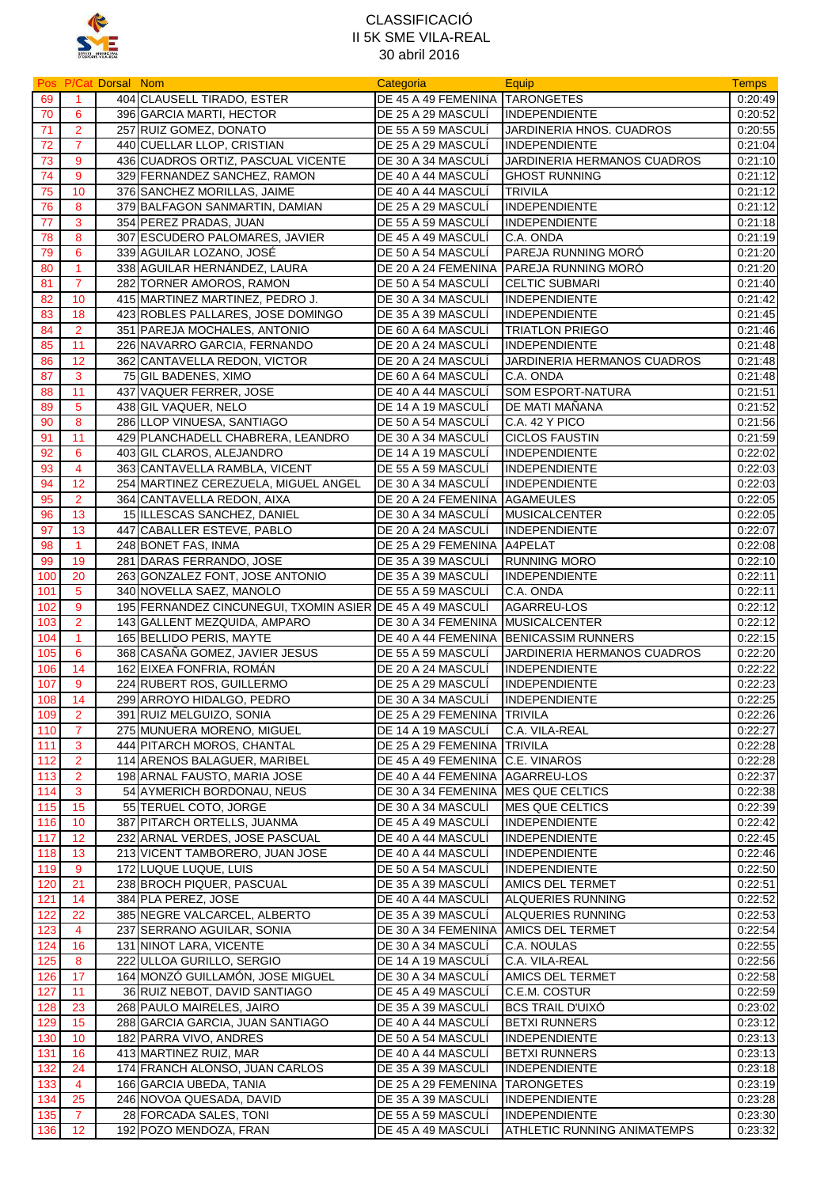# CLASSIFICACIÓ
## II 5K SME VILA-REAL
## 30 abril 2016

| Pos | P/Cat | Dorsal | Nom | Categoria | Equip | Temps |
|---|---|---|---|---|---|---|
| 69 | 1 | 404 | CLAUSELL TIRADO, ESTER | DE 45 A 49 FEMENINA | TARONGETES | 0:20:49 |
| 70 | 6 | 396 | GARCIA MARTI, HECTOR | DE 25 A 29 MASCULÍ | INDEPENDIENTE | 0:20:52 |
| 71 | 2 | 257 | RUIZ GOMEZ, DONATO | DE 55 A 59 MASCULÍ | JARDINERIA HNOS. CUADROS | 0:20:55 |
| 72 | 7 | 440 | CUELLAR LLOP, CRISTIAN | DE 25 A 29 MASCULÍ | INDEPENDIENTE | 0:21:04 |
| 73 | 9 | 436 | CUADROS ORTIZ, PASCUAL VICENTE | DE 30 A 34 MASCULÍ | JARDINERIA HERMANOS CUADROS | 0:21:10 |
| 74 | 9 | 329 | FERNANDEZ SANCHEZ, RAMON | DE 40 A 44 MASCULÍ | GHOST RUNNING | 0:21:12 |
| 75 | 10 | 376 | SANCHEZ MORILLAS, JAIME | DE 40 A 44 MASCULÍ | TRIVILA | 0:21:12 |
| 76 | 8 | 379 | BALFAGON SANMARTIN, DAMIAN | DE 25 A 29 MASCULÍ | INDEPENDIENTE | 0:21:12 |
| 77 | 3 | 354 | PEREZ PRADAS, JUAN | DE 55 A 59 MASCULÍ | INDEPENDIENTE | 0:21:18 |
| 78 | 8 | 307 | ESCUDERO PALOMARES, JAVIER | DE 45 A 49 MASCULÍ | C.A. ONDA | 0:21:19 |
| 79 | 6 | 339 | AGUILAR LOZANO, JOSÉ | DE 50 A 54 MASCULÍ | PAREJA RUNNING MORÓ | 0:21:20 |
| 80 | 1 | 338 | AGUILAR HERNÁNDEZ, LAURA | DE 20 A 24 FEMENINA | PAREJA RUNNING MORÓ | 0:21:20 |
| 81 | 7 | 282 | TORNER AMOROS, RAMON | DE 50 A 54 MASCULÍ | CELTIC SUBMARI | 0:21:40 |
| 82 | 10 | 415 | MARTINEZ MARTINEZ, PEDRO J. | DE 30 A 34 MASCULÍ | INDEPENDIENTE | 0:21:42 |
| 83 | 18 | 423 | ROBLES PALLARES, JOSE DOMINGO | DE 35 A 39 MASCULÍ | INDEPENDIENTE | 0:21:45 |
| 84 | 2 | 351 | PAREJA MOCHALES, ANTONIO | DE 60 A 64 MASCULÍ | TRIATLON PRIEGO | 0:21:46 |
| 85 | 11 | 226 | NAVARRO GARCIA, FERNANDO | DE 20 A 24 MASCULÍ | INDEPENDIENTE | 0:21:48 |
| 86 | 12 | 362 | CANTAVELLA REDON, VICTOR | DE 20 A 24 MASCULÍ | JARDINERIA HERMANOS CUADROS | 0:21:48 |
| 87 | 3 | 75 | GIL BADENES, XIMO | DE 60 A 64 MASCULÍ | C.A. ONDA | 0:21:48 |
| 88 | 11 | 437 | VAQUER FERRER, JOSE | DE 40 A 44 MASCULÍ | SOM ESPORT-NATURA | 0:21:51 |
| 89 | 5 | 438 | GIL VAQUER, NELO | DE 14 A 19 MASCULÍ | DE MATI MAÑANA | 0:21:52 |
| 90 | 8 | 286 | LLOP VINUESA, SANTIAGO | DE 50 A 54 MASCULÍ | C.A. 42 Y PICO | 0:21:56 |
| 91 | 11 | 429 | PLANCHADELL CHABRERA, LEANDRO | DE 30 A 34 MASCULÍ | CICLOS FAUSTIN | 0:21:59 |
| 92 | 6 | 403 | GIL CLAROS, ALEJANDRO | DE 14 A 19 MASCULÍ | INDEPENDIENTE | 0:22:02 |
| 93 | 4 | 363 | CANTAVELLA RAMBLA, VICENT | DE 55 A 59 MASCULÍ | INDEPENDIENTE | 0:22:03 |
| 94 | 12 | 254 | MARTINEZ CEREZUELA, MIGUEL ANGEL | DE 30 A 34 MASCULÍ | INDEPENDIENTE | 0:22:03 |
| 95 | 2 | 364 | CANTAVELLA REDON, AIXA | DE 20 A 24 FEMENINA | AGAMEULES | 0:22:05 |
| 96 | 13 | 15 | ILLESCAS SANCHEZ, DANIEL | DE 30 A 34 MASCULÍ | MUSICALCENTER | 0:22:05 |
| 97 | 13 | 447 | CABALLER ESTEVE, PABLO | DE 20 A 24 MASCULÍ | INDEPENDIENTE | 0:22:07 |
| 98 | 1 | 248 | BONET FAS, INMA | DE 25 A 29 FEMENINA | A4PELAT | 0:22:08 |
| 99 | 19 | 281 | DARAS FERRANDO, JOSE | DE 35 A 39 MASCULÍ | RUNNING MORO | 0:22:10 |
| 100 | 20 | 263 | GONZALEZ FONT, JOSE ANTONIO | DE 35 A 39 MASCULÍ | INDEPENDIENTE | 0:22:11 |
| 101 | 5 | 340 | NOVELLA SAEZ, MANOLO | DE 55 A 59 MASCULÍ | C.A. ONDA | 0:22:11 |
| 102 | 9 | 195 | FERNANDEZ CINCUNEGUI, TXOMIN ASIER | DE 45 A 49 MASCULÍ | AGARREU-LOS | 0:22:12 |
| 103 | 2 | 143 | GALLENT MEZQUIDA, AMPARO | DE 30 A 34 FEMENINA | MUSICALCENTER | 0:22:12 |
| 104 | 1 | 165 | BELLIDO PERIS, MAYTE | DE 40 A 44 FEMENINA | BENICASSIM RUNNERS | 0:22:15 |
| 105 | 6 | 368 | CASAÑA GOMEZ, JAVIER JESUS | DE 55 A 59 MASCULÍ | JARDINERIA HERMANOS CUADROS | 0:22:20 |
| 106 | 14 | 162 | EIXEA FONFRIA, ROMÁN | DE 20 A 24 MASCULÍ | INDEPENDIENTE | 0:22:22 |
| 107 | 9 | 224 | RUBERT ROS, GUILLERMO | DE 25 A 29 MASCULÍ | INDEPENDIENTE | 0:22:23 |
| 108 | 14 | 299 | ARROYO HIDALGO, PEDRO | DE 30 A 34 MASCULÍ | INDEPENDIENTE | 0:22:25 |
| 109 | 2 | 391 | RUIZ MELGUIZO, SONIA | DE 25 A 29 FEMENINA | TRIVILA | 0:22:26 |
| 110 | 7 | 275 | MUNUERA MORENO, MIGUEL | DE 14 A 19 MASCULÍ | C.A. VILA-REAL | 0:22:27 |
| 111 | 3 | 444 | PITARCH MOROS, CHANTAL | DE 25 A 29 FEMENINA | TRIVILA | 0:22:28 |
| 112 | 2 | 114 | ARENOS BALAGUER, MARIBEL | DE 45 A 49 FEMENINA | C.E. VINAROS | 0:22:28 |
| 113 | 2 | 198 | ARNAL FAUSTO, MARIA JOSE | DE 40 A 44 FEMENINA | AGARREU-LOS | 0:22:37 |
| 114 | 3 | 54 | AYMERICH BORDONAU, NEUS | DE 30 A 34 FEMENINA | MES QUE CELTICS | 0:22:38 |
| 115 | 15 | 55 | TERUEL COTO, JORGE | DE 30 A 34 MASCULÍ | MES QUE CELTICS | 0:22:39 |
| 116 | 10 | 387 | PITARCH ORTELLS, JUANMA | DE 45 A 49 MASCULÍ | INDEPENDIENTE | 0:22:42 |
| 117 | 12 | 232 | ARNAL VERDES, JOSE PASCUAL | DE 40 A 44 MASCULÍ | INDEPENDIENTE | 0:22:45 |
| 118 | 13 | 213 | VICENT TAMBORERO, JUAN JOSE | DE 40 A 44 MASCULÍ | INDEPENDIENTE | 0:22:46 |
| 119 | 9 | 172 | LUQUE LUQUE, LUIS | DE 50 A 54 MASCULÍ | INDEPENDIENTE | 0:22:50 |
| 120 | 21 | 238 | BROCH PIQUER, PASCUAL | DE 35 A 39 MASCULÍ | AMICS DEL TERMET | 0:22:51 |
| 121 | 14 | 384 | PLA PEREZ, JOSE | DE 40 A 44 MASCULÍ | ALQUERIES RUNNING | 0:22:52 |
| 122 | 22 | 385 | NEGRE VALCARCEL, ALBERTO | DE 35 A 39 MASCULÍ | ALQUERIES RUNNING | 0:22:53 |
| 123 | 4 | 237 | SERRANO AGUILAR, SONIA | DE 30 A 34 FEMENINA | AMICS DEL TERMET | 0:22:54 |
| 124 | 16 | 131 | NINOT LARA, VICENTE | DE 30 A 34 MASCULÍ | C.A. NOULAS | 0:22:55 |
| 125 | 8 | 222 | ULLOA GURILLO, SERGIO | DE 14 A 19 MASCULÍ | C.A. VILA-REAL | 0:22:56 |
| 126 | 17 | 164 | MONZÓ GUILLAMÓN, JOSE MIGUEL | DE 30 A 34 MASCULÍ | AMICS DEL TERMET | 0:22:58 |
| 127 | 11 | 36 | RUIZ NEBOT, DAVID SANTIAGO | DE 45 A 49 MASCULÍ | C.E.M. COSTUR | 0:22:59 |
| 128 | 23 | 268 | PAULO MAIRELES, JAIRO | DE 35 A 39 MASCULÍ | BCS TRAIL D'UIXÓ | 0:23:02 |
| 129 | 15 | 288 | GARCIA GARCIA, JUAN SANTIAGO | DE 40 A 44 MASCULÍ | BETXI RUNNERS | 0:23:12 |
| 130 | 10 | 182 | PARRA VIVO, ANDRES | DE 50 A 54 MASCULÍ | INDEPENDIENTE | 0:23:13 |
| 131 | 16 | 413 | MARTINEZ RUIZ, MAR | DE 40 A 44 MASCULÍ | BETXI RUNNERS | 0:23:13 |
| 132 | 24 | 174 | FRANCH ALONSO, JUAN CARLOS | DE 35 A 39 MASCULÍ | INDEPENDIENTE | 0:23:18 |
| 133 | 4 | 166 | GARCIA UBEDA, TANIA | DE 25 A 29 FEMENINA | TARONGETES | 0:23:19 |
| 134 | 25 | 246 | NOVOA QUESADA, DAVID | DE 35 A 39 MASCULÍ | INDEPENDIENTE | 0:23:28 |
| 135 | 7 | 28 | FORCADA SALES, TONI | DE 55 A 59 MASCULÍ | INDEPENDIENTE | 0:23:30 |
| 136 | 12 | 192 | POZO MENDOZA, FRAN | DE 45 A 49 MASCULÍ | ATHLETIC RUNNING ANIMATEMPS | 0:23:32 |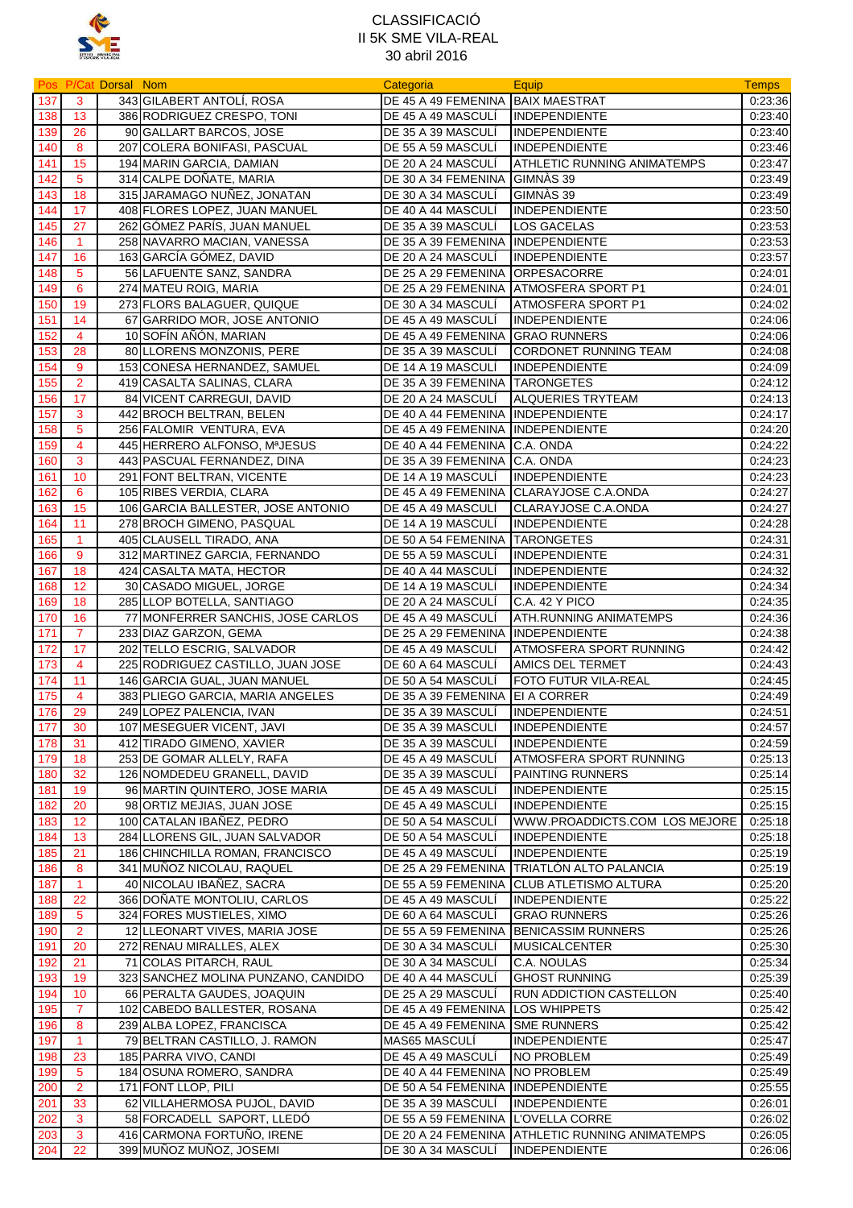# CLASSIFICACIÓ
## II 5K SME VILA-REAL
### 30 abril 2016

| Pos | P/Cat | Dorsal | Nom | Categoria | Equip | Temps |
|---|---|---|---|---|---|---|
| 137 | 3 | 343 | GILABERT ANTOLÍ, ROSA | DE 45 A 49 FEMENINA | BAIX MAESTRAT | 0:23:36 |
| 138 | 13 | 386 | RODRIGUEZ CRESPO, TONI | DE 45 A 49 MASCULÍ | INDEPENDIENTE | 0:23:40 |
| 139 | 26 | 90 | GALLART BARCOS, JOSE | DE 35 A 39 MASCULÍ | INDEPENDIENTE | 0:23:40 |
| 140 | 8 | 207 | COLERA BONIFASI, PASCUAL | DE 55 A 59 MASCULÍ | INDEPENDIENTE | 0:23:46 |
| 141 | 15 | 194 | MARIN GARCIA, DAMIAN | DE 20 A 24 MASCULÍ | ATHLETIC RUNNING ANIMATEMPS | 0:23:47 |
| 142 | 5 | 314 | CALPE DOÑATE, MARIA | DE 30 A 34 FEMENINA | GIMNÀS 39 | 0:23:49 |
| 143 | 18 | 315 | JARAMAGO NUÑEZ, JONATAN | DE 30 A 34 MASCULÍ | GIMNÀS 39 | 0:23:49 |
| 144 | 17 | 408 | FLORES LOPEZ, JUAN MANUEL | DE 40 A 44 MASCULÍ | INDEPENDIENTE | 0:23:50 |
| 145 | 27 | 262 | GÓMEZ PARÍS, JUAN MANUEL | DE 35 A 39 MASCULÍ | LOS GACELAS | 0:23:53 |
| 146 | 1 | 258 | NAVARRO MACIAN, VANESSA | DE 35 A 39 FEMENINA | INDEPENDIENTE | 0:23:53 |
| 147 | 16 | 163 | GARCÍA GÓMEZ, DAVID | DE 20 A 24 MASCULÍ | INDEPENDIENTE | 0:23:57 |
| 148 | 5 | 56 | LAFUENTE SANZ, SANDRA | DE 25 A 29 FEMENINA | ORPESACORRE | 0:24:01 |
| 149 | 6 | 274 | MATEU ROIG, MARIA | DE 25 A 29 FEMENINA | ATMOSFERA SPORT P1 | 0:24:01 |
| 150 | 19 | 273 | FLORS BALAGUER, QUIQUE | DE 30 A 34 MASCULÍ | ATMOSFERA SPORT P1 | 0:24:02 |
| 151 | 14 | 67 | GARRIDO MOR, JOSE ANTONIO | DE 45 A 49 MASCULÍ | INDEPENDIENTE | 0:24:06 |
| 152 | 4 | 10 | SOFÍN AÑÓN, MARIAN | DE 45 A 49 FEMENINA | GRAO RUNNERS | 0:24:06 |
| 153 | 28 | 80 | LLORENS MONZONIS, PERE | DE 35 A 39 MASCULÍ | CORDONET RUNNING TEAM | 0:24:08 |
| 154 | 9 | 153 | CONESA HERNANDEZ, SAMUEL | DE 14 A 19 MASCULÍ | INDEPENDIENTE | 0:24:09 |
| 155 | 2 | 419 | CASALTA SALINAS, CLARA | DE 35 A 39 FEMENINA | TARONGETES | 0:24:12 |
| 156 | 17 | 84 | VICENT CARREGUI, DAVID | DE 20 A 24 MASCULÍ | ALQUERIES TRYTEAM | 0:24:13 |
| 157 | 3 | 442 | BROCH BELTRAN, BELEN | DE 40 A 44 FEMENINA | INDEPENDIENTE | 0:24:17 |
| 158 | 5 | 256 | FALOMIR VENTURA, EVA | DE 45 A 49 FEMENINA | INDEPENDIENTE | 0:24:20 |
| 159 | 4 | 445 | HERRERO ALFONSO, MªJESUS | DE 40 A 44 FEMENINA | C.A. ONDA | 0:24:22 |
| 160 | 3 | 443 | PASCUAL FERNANDEZ, DINA | DE 35 A 39 FEMENINA | C.A. ONDA | 0:24:23 |
| 161 | 10 | 291 | FONT BELTRAN, VICENTE | DE 14 A 19 MASCULÍ | INDEPENDIENTE | 0:24:23 |
| 162 | 6 | 105 | RIBES VERDIA, CLARA | DE 45 A 49 FEMENINA | CLARAYJOSE C.A.ONDA | 0:24:27 |
| 163 | 15 | 106 | GARCIA BALLESTER, JOSE ANTONIO | DE 45 A 49 MASCULÍ | CLARAYJOSE C.A.ONDA | 0:24:27 |
| 164 | 11 | 278 | BROCH GIMENO, PASQUAL | DE 14 A 19 MASCULÍ | INDEPENDIENTE | 0:24:28 |
| 165 | 1 | 405 | CLAUSELL TIRADO, ANA | DE 50 A 54 FEMENINA | TARONGETES | 0:24:31 |
| 166 | 9 | 312 | MARTINEZ GARCIA, FERNANDO | DE 55 A 59 MASCULÍ | INDEPENDIENTE | 0:24:31 |
| 167 | 18 | 424 | CASALTA MATA, HECTOR | DE 40 A 44 MASCULÍ | INDEPENDIENTE | 0:24:32 |
| 168 | 12 | 30 | CASADO MIGUEL, JORGE | DE 14 A 19 MASCULÍ | INDEPENDIENTE | 0:24:34 |
| 169 | 18 | 285 | LLOP BOTELLA, SANTIAGO | DE 20 A 24 MASCULÍ | C.A. 42 Y PICO | 0:24:35 |
| 170 | 16 | 77 | MONFERRER SANCHIS, JOSE CARLOS | DE 45 A 49 MASCULÍ | ATH.RUNNING ANIMATEMPS | 0:24:36 |
| 171 | 7 | 233 | DIAZ GARZON, GEMA | DE 25 A 29 FEMENINA | INDEPENDIENTE | 0:24:38 |
| 172 | 17 | 202 | TELLO ESCRIG, SALVADOR | DE 45 A 49 MASCULÍ | ATMOSFERA SPORT RUNNING | 0:24:42 |
| 173 | 4 | 225 | RODRIGUEZ CASTILLO, JUAN JOSE | DE 60 A 64 MASCULÍ | AMICS DEL TERMET | 0:24:43 |
| 174 | 11 | 146 | GARCIA GUAL, JUAN MANUEL | DE 50 A 54 MASCULÍ | FOTO FUTUR VILA-REAL | 0:24:45 |
| 175 | 4 | 383 | PLIEGO GARCIA, MARIA ANGELES | DE 35 A 39 FEMENINA | EI A CORRER | 0:24:49 |
| 176 | 29 | 249 | LOPEZ PALENCIA, IVAN | DE 35 A 39 MASCULÍ | INDEPENDIENTE | 0:24:51 |
| 177 | 30 | 107 | MESEGUER VICENT, JAVI | DE 35 A 39 MASCULÍ | INDEPENDIENTE | 0:24:57 |
| 178 | 31 | 412 | TIRADO GIMENO, XAVIER | DE 35 A 39 MASCULÍ | INDEPENDIENTE | 0:24:59 |
| 179 | 18 | 253 | DE GOMAR ALLELY, RAFA | DE 45 A 49 MASCULÍ | ATMOSFERA SPORT RUNNING | 0:25:13 |
| 180 | 32 | 126 | NOMDEDEU GRANELL, DAVID | DE 35 A 39 MASCULÍ | PAINTING RUNNERS | 0:25:14 |
| 181 | 19 | 96 | MARTIN QUINTERO, JOSE MARIA | DE 45 A 49 MASCULÍ | INDEPENDIENTE | 0:25:15 |
| 182 | 20 | 98 | ORTIZ MEJIAS, JUAN JOSE | DE 45 A 49 MASCULÍ | INDEPENDIENTE | 0:25:15 |
| 183 | 12 | 100 | CATALAN IBAÑEZ, PEDRO | DE 50 A 54 MASCULÍ | WWW.PROADDICTS.COM LOS MEJORE | 0:25:18 |
| 184 | 13 | 284 | LLORENS GIL, JUAN SALVADOR | DE 50 A 54 MASCULÍ | INDEPENDIENTE | 0:25:18 |
| 185 | 21 | 186 | CHINCHILLA ROMAN, FRANCISCO | DE 45 A 49 MASCULÍ | INDEPENDIENTE | 0:25:19 |
| 186 | 8 | 341 | MUÑOZ NICOLAU, RAQUEL | DE 25 A 29 FEMENINA | TRIATLÓN ALTO PALANCIA | 0:25:19 |
| 187 | 1 | 40 | NICOLAU IBAÑEZ, SACRA | DE 55 A 59 FEMENINA | CLUB ATLETISMO ALTURA | 0:25:20 |
| 188 | 22 | 366 | DOÑATE MONTOLIU, CARLOS | DE 45 A 49 MASCULÍ | INDEPENDIENTE | 0:25:22 |
| 189 | 5 | 324 | FORES MUSTIELES, XIMO | DE 60 A 64 MASCULÍ | GRAO RUNNERS | 0:25:26 |
| 190 | 2 | 12 | LLEONART VIVES, MARIA JOSE | DE 55 A 59 FEMENINA | BENICASSIM RUNNERS | 0:25:26 |
| 191 | 20 | 272 | RENAU MIRALLES, ALEX | DE 30 A 34 MASCULÍ | MUSICALCENTER | 0:25:30 |
| 192 | 21 | 71 | COLAS PITARCH, RAUL | DE 30 A 34 MASCULÍ | C.A. NOULAS | 0:25:34 |
| 193 | 19 | 323 | SANCHEZ MOLINA PUNZANO, CANDIDO | DE 40 A 44 MASCULÍ | GHOST RUNNING | 0:25:39 |
| 194 | 10 | 66 | PERALTA GAUDES, JOAQUIN | DE 25 A 29 MASCULÍ | RUN ADDICTION CASTELLON | 0:25:40 |
| 195 | 7 | 102 | CABEDO BALLESTER, ROSANA | DE 45 A 49 FEMENINA | LOS WHIPPETS | 0:25:42 |
| 196 | 8 | 239 | ALBA LOPEZ, FRANCISCA | DE 45 A 49 FEMENINA | SME RUNNERS | 0:25:42 |
| 197 | 1 | 79 | BELTRAN CASTILLO, J. RAMON | MAS65 MASCULÍ | INDEPENDIENTE | 0:25:47 |
| 198 | 23 | 185 | PARRA VIVO, CANDI | DE 45 A 49 MASCULÍ | NO PROBLEM | 0:25:49 |
| 199 | 5 | 184 | OSUNA ROMERO, SANDRA | DE 40 A 44 FEMENINA | NO PROBLEM | 0:25:49 |
| 200 | 2 | 171 | FONT LLOP, PILI | DE 50 A 54 FEMENINA | INDEPENDIENTE | 0:25:55 |
| 201 | 33 | 62 | VILLAHERMOSA PUJOL, DAVID | DE 35 A 39 MASCULÍ | INDEPENDIENTE | 0:26:01 |
| 202 | 3 | 58 | FORCADELL SAPORT, LLEDÓ | DE 55 A 59 FEMENINA | L'OVELLA CORRE | 0:26:02 |
| 203 | 3 | 416 | CARMONA FORTUÑO, IRENE | DE 20 A 24 FEMENINA | ATHLETIC RUNNING ANIMATEMPS | 0:26:05 |
| 204 | 22 | 399 | MUÑOZ MUÑOZ, JOSEMI | DE 30 A 34 MASCULÍ | INDEPENDIENTE | 0:26:06 |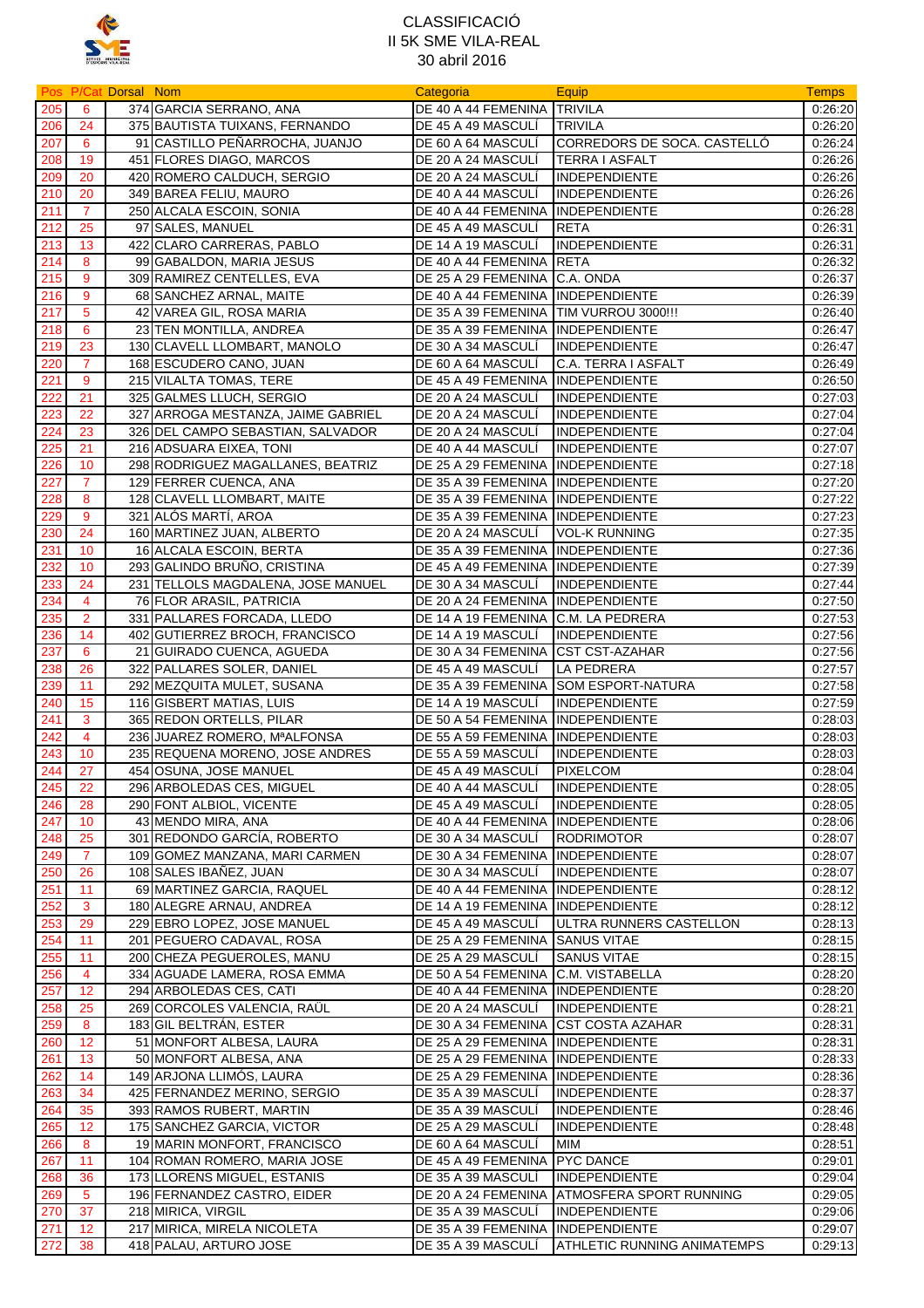# CLASSIFICACIÓ
## II 5K SME VILA-REAL
### 30 abril 2016

| Pos | P/Cat | Dorsal | Nom | Categoria | Equip | Temps |
|---|---|---|---|---|---|---|
| 205 | 6 | 374 | GARCIA SERRANO, ANA | DE 40 A 44 FEMENINA | TRIVILA | 0:26:20 |
| 206 | 24 | 375 | BAUTISTA TUIXANS, FERNANDO | DE 45 A 49 MASCULÍ | TRIVILA | 0:26:20 |
| 207 | 6 | 91 | CASTILLO PEÑARROCHA, JUANJO | DE 60 A 64 MASCULÍ | CORREDORS DE SOCA. CASTELLÓ | 0:26:24 |
| 208 | 19 | 451 | FLORES DIAGO, MARCOS | DE 20 A 24 MASCULÍ | TERRA I ASFALT | 0:26:26 |
| 209 | 20 | 420 | ROMERO CALDUCH, SERGIO | DE 20 A 24 MASCULÍ | INDEPENDIENTE | 0:26:26 |
| 210 | 20 | 349 | BAREA FELIU, MAURO | DE 40 A 44 MASCULÍ | INDEPENDIENTE | 0:26:26 |
| 211 | 7 | 250 | ALCALA ESCOIN, SONIA | DE 40 A 44 FEMENINA | INDEPENDIENTE | 0:26:28 |
| 212 | 25 | 97 | SALES, MANUEL | DE 45 A 49 MASCULÍ | RETA | 0:26:31 |
| 213 | 13 | 422 | CLARO CARRERAS, PABLO | DE 14 A 19 MASCULÍ | INDEPENDIENTE | 0:26:31 |
| 214 | 8 | 99 | GABALDON, MARIA JESUS | DE 40 A 44 FEMENINA | RETA | 0:26:32 |
| 215 | 9 | 309 | RAMIREZ CENTELLES, EVA | DE 25 A 29 FEMENINA | C.A. ONDA | 0:26:37 |
| 216 | 9 | 68 | SANCHEZ ARNAL, MAITE | DE 40 A 44 FEMENINA | INDEPENDIENTE | 0:26:39 |
| 217 | 5 | 42 | VAREA GIL, ROSA MARIA | DE 35 A 39 FEMENINA | TIM VURROU 3000!!! | 0:26:40 |
| 218 | 6 | 23 | TEN MONTILLA, ANDREA | DE 35 A 39 FEMENINA | INDEPENDIENTE | 0:26:47 |
| 219 | 23 | 130 | CLAVELL LLOMBART, MANOLO | DE 30 A 34 MASCULÍ | INDEPENDIENTE | 0:26:47 |
| 220 | 7 | 168 | ESCUDERO CANO, JUAN | DE 60 A 64 MASCULÍ | C.A. TERRA I ASFALT | 0:26:49 |
| 221 | 9 | 215 | VILALTA TOMAS, TERE | DE 45 A 49 FEMENINA | INDEPENDIENTE | 0:26:50 |
| 222 | 21 | 325 | GALMES LLUCH, SERGIO | DE 20 A 24 MASCULÍ | INDEPENDIENTE | 0:27:03 |
| 223 | 22 | 327 | ARROGA MESTANZA, JAIME GABRIEL | DE 20 A 24 MASCULÍ | INDEPENDIENTE | 0:27:04 |
| 224 | 23 | 326 | DEL CAMPO SEBASTIAN, SALVADOR | DE 20 A 24 MASCULÍ | INDEPENDIENTE | 0:27:04 |
| 225 | 21 | 216 | ADSUARA EIXEA, TONI | DE 40 A 44 MASCULÍ | INDEPENDIENTE | 0:27:07 |
| 226 | 10 | 298 | RODRIGUEZ MAGALLANES, BEATRIZ | DE 25 A 29 FEMENINA | INDEPENDIENTE | 0:27:18 |
| 227 | 7 | 129 | FERRER CUENCA, ANA | DE 35 A 39 FEMENINA | INDEPENDIENTE | 0:27:20 |
| 228 | 8 | 128 | CLAVELL LLOMBART, MAITE | DE 35 A 39 FEMENINA | INDEPENDIENTE | 0:27:22 |
| 229 | 9 | 321 | ALÓS MARTÍ, AROA | DE 35 A 39 FEMENINA | INDEPENDIENTE | 0:27:23 |
| 230 | 24 | 160 | MARTINEZ JUAN, ALBERTO | DE 20 A 24 MASCULÍ | VOL-K RUNNING | 0:27:35 |
| 231 | 10 | 16 | ALCALA ESCOIN, BERTA | DE 35 A 39 FEMENINA | INDEPENDIENTE | 0:27:36 |
| 232 | 10 | 293 | GALINDO BRUÑO, CRISTINA | DE 45 A 49 FEMENINA | INDEPENDIENTE | 0:27:39 |
| 233 | 24 | 231 | TELLOLS MAGDALENA, JOSE MANUEL | DE 30 A 34 MASCULÍ | INDEPENDIENTE | 0:27:44 |
| 234 | 4 | 76 | FLOR ARASIL, PATRICIA | DE 20 A 24 FEMENINA | INDEPENDIENTE | 0:27:50 |
| 235 | 2 | 331 | PALLARES FORCADA, LLEDO | DE 14 A 19 FEMENINA | C.M. LA PEDRERA | 0:27:53 |
| 236 | 14 | 402 | GUTIERREZ BROCH, FRANCISCO | DE 14 A 19 MASCULÍ | INDEPENDIENTE | 0:27:56 |
| 237 | 6 | 21 | GUIRADO CUENCA, AGUEDA | DE 30 A 34 FEMENINA | CST CST-AZAHAR | 0:27:56 |
| 238 | 26 | 322 | PALLARES SOLER, DANIEL | DE 45 A 49 MASCULÍ | LA PEDRERA | 0:27:57 |
| 239 | 11 | 292 | MEZQUITA MULET, SUSANA | DE 35 A 39 FEMENINA | SOM ESPORT-NATURA | 0:27:58 |
| 240 | 15 | 116 | GISBERT MATIAS, LUIS | DE 14 A 19 MASCULÍ | INDEPENDIENTE | 0:27:59 |
| 241 | 3 | 365 | REDON ORTELLS, PILAR | DE 50 A 54 FEMENINA | INDEPENDIENTE | 0:28:03 |
| 242 | 4 | 236 | JUAREZ ROMERO, MªALFONSA | DE 55 A 59 FEMENINA | INDEPENDIENTE | 0:28:03 |
| 243 | 10 | 235 | REQUENA MORENO, JOSE ANDRES | DE 55 A 59 MASCULÍ | INDEPENDIENTE | 0:28:03 |
| 244 | 27 | 454 | OSUNA, JOSE MANUEL | DE 45 A 49 MASCULÍ | PIXELCOM | 0:28:04 |
| 245 | 22 | 296 | ARBOLEDAS CES, MIGUEL | DE 40 A 44 MASCULÍ | INDEPENDIENTE | 0:28:05 |
| 246 | 28 | 290 | FONT ALBIOL, VICENTE | DE 45 A 49 MASCULÍ | INDEPENDIENTE | 0:28:05 |
| 247 | 10 | 43 | MENDO MIRA, ANA | DE 40 A 44 FEMENINA | INDEPENDIENTE | 0:28:06 |
| 248 | 25 | 301 | REDONDO GARCÍA, ROBERTO | DE 30 A 34 MASCULÍ | RODRIMOTOR | 0:28:07 |
| 249 | 7 | 109 | GOMEZ MANZANA, MARI CARMEN | DE 30 A 34 FEMENINA | INDEPENDIENTE | 0:28:07 |
| 250 | 26 | 108 | SALES IBAÑEZ, JUAN | DE 30 A 34 MASCULÍ | INDEPENDIENTE | 0:28:07 |
| 251 | 11 | 69 | MARTINEZ GARCIA, RAQUEL | DE 40 A 44 FEMENINA | INDEPENDIENTE | 0:28:12 |
| 252 | 3 | 180 | ALEGRE ARNAU, ANDREA | DE 14 A 19 FEMENINA | INDEPENDIENTE | 0:28:12 |
| 253 | 29 | 229 | EBRO LOPEZ, JOSE MANUEL | DE 45 A 49 MASCULÍ | ULTRA RUNNERS CASTELLON | 0:28:13 |
| 254 | 11 | 201 | PEGUERO CADAVAL, ROSA | DE 25 A 29 FEMENINA | SANUS VITAE | 0:28:15 |
| 255 | 11 | 200 | CHEZA PEGUEROLES, MANU | DE 25 A 29 MASCULÍ | SANUS VITAE | 0:28:15 |
| 256 | 4 | 334 | AGUADE LAMERA, ROSA EMMA | DE 50 A 54 FEMENINA | C.M. VISTABELLA | 0:28:20 |
| 257 | 12 | 294 | ARBOLEDAS CES, CATI | DE 40 A 44 FEMENINA | INDEPENDIENTE | 0:28:20 |
| 258 | 25 | 269 | CORCOLES VALENCIA, RAÜL | DE 20 A 24 MASCULÍ | INDEPENDIENTE | 0:28:21 |
| 259 | 8 | 183 | GIL BELTRÁN, ESTER | DE 30 A 34 FEMENINA | CST COSTA AZAHAR | 0:28:31 |
| 260 | 12 | 51 | MONFORT ALBESA, LAURA | DE 25 A 29 FEMENINA | INDEPENDIENTE | 0:28:31 |
| 261 | 13 | 50 | MONFORT ALBESA, ANA | DE 25 A 29 FEMENINA | INDEPENDIENTE | 0:28:33 |
| 262 | 14 | 149 | ARJONA LLIMÓS, LAURA | DE 25 A 29 FEMENINA | INDEPENDIENTE | 0:28:36 |
| 263 | 34 | 425 | FERNANDEZ MERINO, SERGIO | DE 35 A 39 MASCULÍ | INDEPENDIENTE | 0:28:37 |
| 264 | 35 | 393 | RAMOS RUBERT, MARTIN | DE 35 A 39 MASCULÍ | INDEPENDIENTE | 0:28:46 |
| 265 | 12 | 175 | SANCHEZ GARCIA, VICTOR | DE 25 A 29 MASCULÍ | INDEPENDIENTE | 0:28:48 |
| 266 | 8 | 19 | MARIN MONFORT, FRANCISCO | DE 60 A 64 MASCULÍ | MIM | 0:28:51 |
| 267 | 11 | 104 | ROMAN ROMERO, MARIA JOSE | DE 45 A 49 FEMENINA | PYC DANCE | 0:29:01 |
| 268 | 36 | 173 | LLORENS MIGUEL, ESTANIS | DE 35 A 39 MASCULÍ | INDEPENDIENTE | 0:29:04 |
| 269 | 5 | 196 | FERNANDEZ CASTRO, EIDER | DE 20 A 24 FEMENINA | ATMOSFERA SPORT RUNNING | 0:29:05 |
| 270 | 37 | 218 | MIRICA, VIRGIL | DE 35 A 39 MASCULÍ | INDEPENDIENTE | 0:29:06 |
| 271 | 12 | 217 | MIRICA, MIRELA NICOLETA | DE 35 A 39 FEMENINA | INDEPENDIENTE | 0:29:07 |
| 272 | 38 | 418 | PALAU, ARTURO JOSE | DE 35 A 39 MASCULÍ | ATHLETIC RUNNING ANIMATEMPS | 0:29:13 |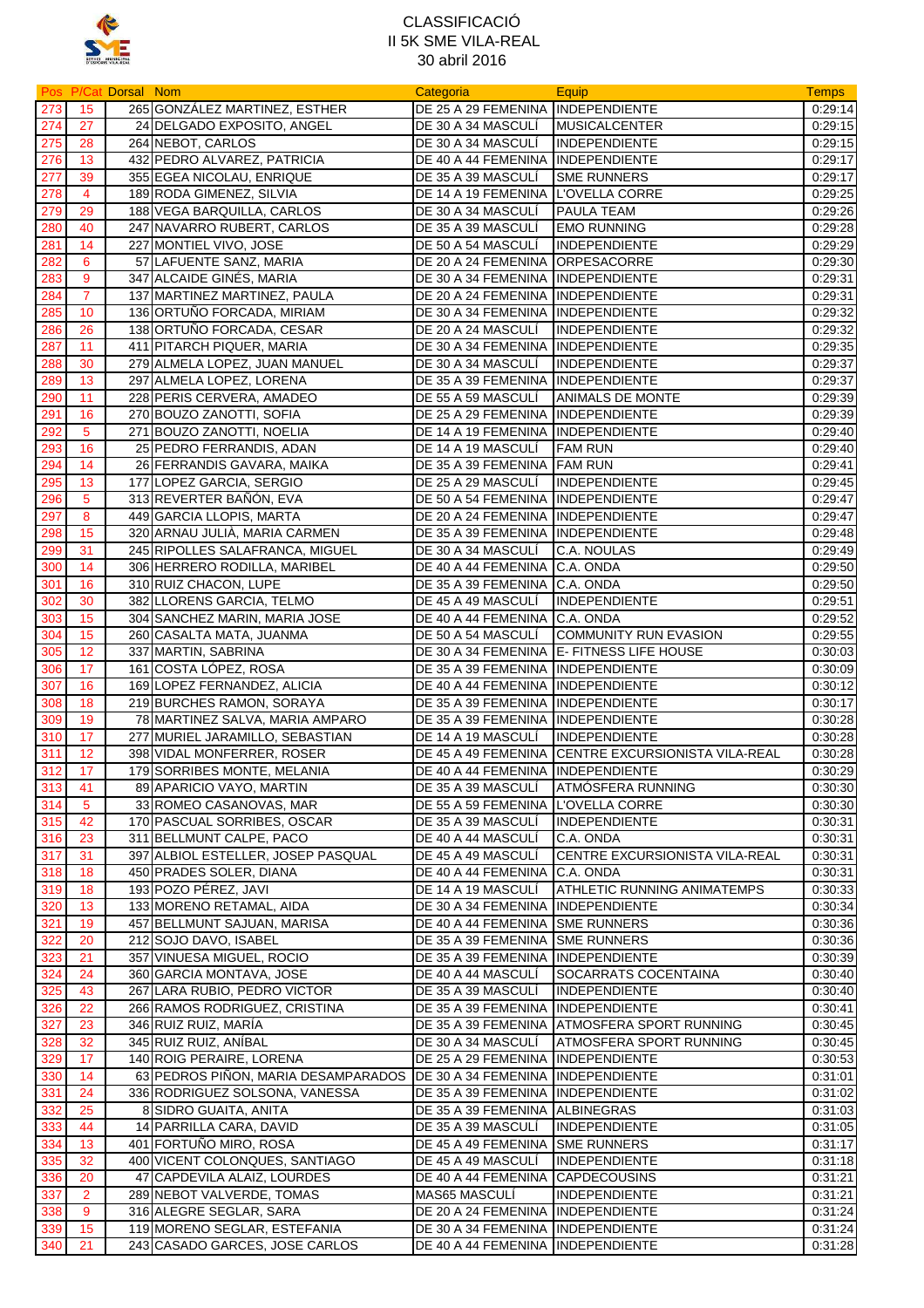CLASSIFICACIÓ
II 5K SME VILA-REAL
30 abril 2016

| Pos | P/Cat | Dorsal | Nom | Categoria | Equip | Temps |
|---|---|---|---|---|---|---|
| 273 | 15 | 265 | GONZÁLEZ MARTINEZ, ESTHER | DE 25 A 29 FEMENINA | INDEPENDIENTE | 0:29:14 |
| 274 | 27 | 24 | DELGADO EXPOSITO, ANGEL | DE 30 A 34 MASCULÍ | MUSICALCENTER | 0:29:15 |
| 275 | 28 | 264 | NEBOT, CARLOS | DE 30 A 34 MASCULÍ | INDEPENDIENTE | 0:29:15 |
| 276 | 13 | 432 | PEDRO ALVAREZ, PATRICIA | DE 40 A 44 FEMENINA | INDEPENDIENTE | 0:29:17 |
| 277 | 39 | 355 | EGEA NICOLAU, ENRIQUE | DE 35 A 39 MASCULÍ | SME RUNNERS | 0:29:17 |
| 278 | 4 | 189 | RODA GIMENEZ, SILVIA | DE 14 A 19 FEMENINA | L'OVELLA CORRE | 0:29:25 |
| 279 | 29 | 188 | VEGA BARQUILLA, CARLOS | DE 30 A 34 MASCULÍ | PAULA TEAM | 0:29:26 |
| 280 | 40 | 247 | NAVARRO RUBERT, CARLOS | DE 35 A 39 MASCULÍ | EMO RUNNING | 0:29:28 |
| 281 | 14 | 227 | MONTIEL VIVO, JOSE | DE 50 A 54 MASCULÍ | INDEPENDIENTE | 0:29:29 |
| 282 | 6 | 57 | LAFUENTE SANZ, MARIA | DE 20 A 24 FEMENINA | ORPESACORRE | 0:29:30 |
| 283 | 9 | 347 | ALCAIDE GINÉS, MARIA | DE 30 A 34 FEMENINA | INDEPENDIENTE | 0:29:31 |
| 284 | 7 | 137 | MARTINEZ MARTINEZ, PAULA | DE 20 A 24 FEMENINA | INDEPENDIENTE | 0:29:31 |
| 285 | 10 | 136 | ORTUÑO FORCADA, MIRIAM | DE 30 A 34 FEMENINA | INDEPENDIENTE | 0:29:32 |
| 286 | 26 | 138 | ORTUÑO FORCADA, CESAR | DE 20 A 24 MASCULÍ | INDEPENDIENTE | 0:29:32 |
| 287 | 11 | 411 | PITARCH PIQUER, MARIA | DE 30 A 34 FEMENINA | INDEPENDIENTE | 0:29:35 |
| 288 | 30 | 279 | ALMELA LOPEZ, JUAN MANUEL | DE 30 A 34 MASCULÍ | INDEPENDIENTE | 0:29:37 |
| 289 | 13 | 297 | ALMELA LOPEZ, LORENA | DE 35 A 39 FEMENINA | INDEPENDIENTE | 0:29:37 |
| 290 | 11 | 228 | PERIS CERVERA, AMADEO | DE 55 A 59 MASCULÍ | ANIMALS DE MONTE | 0:29:39 |
| 291 | 16 | 270 | BOUZO ZANOTTI, SOFIA | DE 25 A 29 FEMENINA | INDEPENDIENTE | 0:29:39 |
| 292 | 5 | 271 | BOUZO ZANOTTI, NOELIA | DE 14 A 19 FEMENINA | INDEPENDIENTE | 0:29:40 |
| 293 | 16 | 25 | PEDRO FERRANDIS, ADAN | DE 14 A 19 MASCULÍ | FAM RUN | 0:29:40 |
| 294 | 14 | 26 | FERRANDIS GAVARA, MAIKA | DE 35 A 39 FEMENINA | FAM RUN | 0:29:41 |
| 295 | 13 | 177 | LOPEZ GARCIA, SERGIO | DE 25 A 29 MASCULÍ | INDEPENDIENTE | 0:29:45 |
| 296 | 5 | 313 | REVERTER BAÑÓN, EVA | DE 50 A 54 FEMENINA | INDEPENDIENTE | 0:29:47 |
| 297 | 8 | 449 | GARCIA LLOPIS, MARTA | DE 20 A 24 FEMENINA | INDEPENDIENTE | 0:29:47 |
| 298 | 15 | 320 | ARNAU JULIÀ, MARIA CARMEN | DE 35 A 39 FEMENINA | INDEPENDIENTE | 0:29:48 |
| 299 | 31 | 245 | RIPOLLES SALAFRANCA, MIGUEL | DE 30 A 34 MASCULÍ | C.A. NOULAS | 0:29:49 |
| 300 | 14 | 306 | HERRERO RODILLA, MARIBEL | DE 40 A 44 FEMENINA | C.A. ONDA | 0:29:50 |
| 301 | 16 | 310 | RUIZ CHACON, LUPE | DE 35 A 39 FEMENINA | C.A. ONDA | 0:29:50 |
| 302 | 30 | 382 | LLORENS GARCIA, TELMO | DE 45 A 49 MASCULÍ | INDEPENDIENTE | 0:29:51 |
| 303 | 15 | 304 | SANCHEZ MARIN, MARIA JOSE | DE 40 A 44 FEMENINA | C.A. ONDA | 0:29:52 |
| 304 | 15 | 260 | CASALTA MATA, JUANMA | DE 50 A 54 MASCULÍ | COMMUNITY RUN EVASION | 0:29:55 |
| 305 | 12 | 337 | MARTIN, SABRINA | DE 30 A 34 FEMENINA | E- FITNESS LIFE HOUSE | 0:30:03 |
| 306 | 17 | 161 | COSTA LÓPEZ, ROSA | DE 35 A 39 FEMENINA | INDEPENDIENTE | 0:30:09 |
| 307 | 16 | 169 | LOPEZ FERNANDEZ, ALICIA | DE 40 A 44 FEMENINA | INDEPENDIENTE | 0:30:12 |
| 308 | 18 | 219 | BURCHES RAMON, SORAYA | DE 35 A 39 FEMENINA | INDEPENDIENTE | 0:30:17 |
| 309 | 19 | 78 | MARTINEZ SALVA, MARIA AMPARO | DE 35 A 39 FEMENINA | INDEPENDIENTE | 0:30:28 |
| 310 | 17 | 277 | MURIEL JARAMILLO, SEBASTIAN | DE 14 A 19 MASCULÍ | INDEPENDIENTE | 0:30:28 |
| 311 | 12 | 398 | VIDAL MONFERRER, ROSER | DE 45 A 49 FEMENINA | CENTRE EXCURSIONISTA VILA-REAL | 0:30:28 |
| 312 | 17 | 179 | SORRIBES MONTE, MELANIA | DE 40 A 44 FEMENINA | INDEPENDIENTE | 0:30:29 |
| 313 | 41 | 89 | APARICIO VAYO, MARTIN | DE 35 A 39 MASCULÍ | ATMÓSFERA RUNNING | 0:30:30 |
| 314 | 5 | 33 | ROMEO CASANOVAS, MAR | DE 55 A 59 FEMENINA | L'OVELLA CORRE | 0:30:30 |
| 315 | 42 | 170 | PASCUAL SORRIBES, OSCAR | DE 35 A 39 MASCULÍ | INDEPENDIENTE | 0:30:31 |
| 316 | 23 | 311 | BELLMUNT CALPE, PACO | DE 40 A 44 MASCULÍ | C.A. ONDA | 0:30:31 |
| 317 | 31 | 397 | ALBIOL ESTELLER, JOSEP PASQUAL | DE 45 A 49 MASCULÍ | CENTRE EXCURSIONISTA VILA-REAL | 0:30:31 |
| 318 | 18 | 450 | PRADES SOLER, DIANA | DE 40 A 44 FEMENINA | C.A. ONDA | 0:30:31 |
| 319 | 18 | 193 | POZO PÉREZ, JAVI | DE 14 A 19 MASCULÍ | ATHLETIC RUNNING ANIMATEMPS | 0:30:33 |
| 320 | 13 | 133 | MORENO RETAMAL, AIDA | DE 30 A 34 FEMENINA | INDEPENDIENTE | 0:30:34 |
| 321 | 19 | 457 | BELLMUNT SAJUAN, MARISA | DE 40 A 44 FEMENINA | SME RUNNERS | 0:30:36 |
| 322 | 20 | 212 | SOJO DAVO, ISABEL | DE 35 A 39 FEMENINA | SME RUNNERS | 0:30:36 |
| 323 | 21 | 357 | VINUESA MIGUEL, ROCIO | DE 35 A 39 FEMENINA | INDEPENDIENTE | 0:30:39 |
| 324 | 24 | 360 | GARCIA MONTAVA, JOSE | DE 40 A 44 MASCULÍ | SOCARRATS COCENTAINA | 0:30:40 |
| 325 | 43 | 267 | LARA RUBIO, PEDRO VICTOR | DE 35 A 39 MASCULÍ | INDEPENDIENTE | 0:30:40 |
| 326 | 22 | 266 | RAMOS RODRIGUEZ, CRISTINA | DE 35 A 39 FEMENINA | INDEPENDIENTE | 0:30:41 |
| 327 | 23 | 346 | RUIZ RUIZ, MARÍA | DE 35 A 39 FEMENINA | ATMOSFERA SPORT RUNNING | 0:30:45 |
| 328 | 32 | 345 | RUIZ RUIZ, ANÍBAL | DE 30 A 34 MASCULÍ | ATMOSFERA SPORT RUNNING | 0:30:45 |
| 329 | 17 | 140 | ROIG PERAIRE, LORENA | DE 25 A 29 FEMENINA | INDEPENDIENTE | 0:30:53 |
| 330 | 14 | 63 | PEDROS PIÑON, MARIA DESAMPARADOS | DE 30 A 34 FEMENINA | INDEPENDIENTE | 0:31:01 |
| 331 | 24 | 336 | RODRIGUEZ SOLSONA, VANESSA | DE 35 A 39 FEMENINA | INDEPENDIENTE | 0:31:02 |
| 332 | 25 | 8 | SIDRO GUAITA, ANITA | DE 35 A 39 FEMENINA | ALBINEGRAS | 0:31:03 |
| 333 | 44 | 14 | PARRILLA CARA, DAVID | DE 35 A 39 MASCULÍ | INDEPENDIENTE | 0:31:05 |
| 334 | 13 | 401 | FORTUÑO MIRO, ROSA | DE 45 A 49 FEMENINA | SME RUNNERS | 0:31:17 |
| 335 | 32 | 400 | VICENT COLONQUES, SANTIAGO | DE 45 A 49 MASCULÍ | INDEPENDIENTE | 0:31:18 |
| 336 | 20 | 47 | CAPDEVILA ALAIZ, LOURDES | DE 40 A 44 FEMENINA | CAPDECOUSINS | 0:31:21 |
| 337 | 2 | 289 | NEBOT VALVERDE, TOMAS | MAS65 MASCULÍ | INDEPENDIENTE | 0:31:21 |
| 338 | 9 | 316 | ALEGRE SEGLAR, SARA | DE 20 A 24 FEMENINA | INDEPENDIENTE | 0:31:24 |
| 339 | 15 | 119 | MORENO SEGLAR, ESTEFANIA | DE 30 A 34 FEMENINA | INDEPENDIENTE | 0:31:24 |
| 340 | 21 | 243 | CASADO GARCES, JOSE CARLOS | DE 40 A 44 FEMENINA | INDEPENDIENTE | 0:31:28 |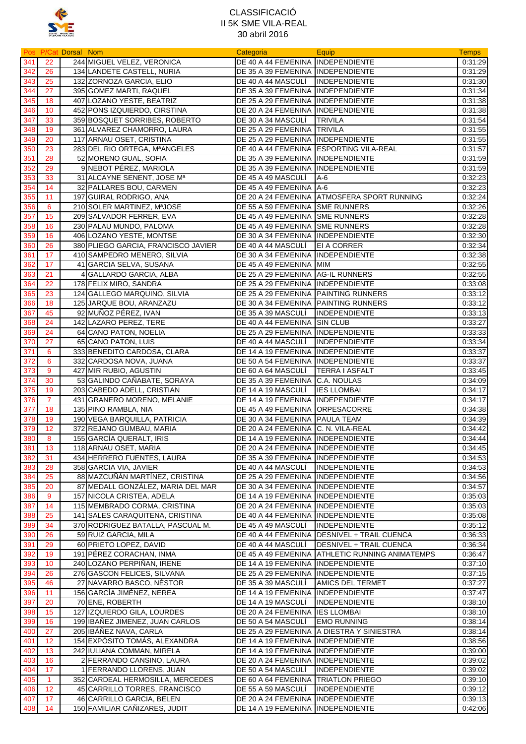# CLASSIFICACIÓ
# II 5K SME VILA-REAL
# 30 abril 2016

| Pos | P/Cat | Dorsal | Nom | Categoria | Equip | Temps |
|---|---|---|---|---|---|---|
| 341 | 22 | 244 | MIGUEL VELEZ, VERONICA | DE 40 A 44 FEMENINA | INDEPENDIENTE | 0:31:29 |
| 342 | 26 | 134 | LANDETE CASTELL, NURIA | DE 35 A 39 FEMENINA | INDEPENDIENTE | 0:31:29 |
| 343 | 25 | 132 | ZORNOZA GARCIA, ELIO | DE 40 A 44 MASCULÍ | INDEPENDIENTE | 0:31:30 |
| 344 | 27 | 395 | GOMEZ MARTI, RAQUEL | DE 35 A 39 FEMENINA | INDEPENDIENTE | 0:31:34 |
| 345 | 18 | 407 | LOZANO YESTE, BEATRIZ | DE 25 A 29 FEMENINA | INDEPENDIENTE | 0:31:38 |
| 346 | 10 | 452 | PONS IZQUIERDO, CIRSTINA | DE 20 A 24 FEMENINA | INDEPENDIENTE | 0:31:38 |
| 347 | 33 | 359 | BOSQUET SORRIBES, ROBERTO | DE 30 A 34 MASCULÍ | TRIVILA | 0:31:54 |
| 348 | 19 | 361 | ALVAREZ CHAMORRO, LAURA | DE 25 A 29 FEMENINA | TRIVILA | 0:31:55 |
| 349 | 20 | 117 | ARNAU OSET, CRISTINA | DE 25 A 29 FEMENINA | INDEPENDIENTE | 0:31:55 |
| 350 | 23 | 283 | DEL RIO ORTEGA, MªANGELES | DE 40 A 44 FEMENINA | ESPORTING VILA-REAL | 0:31:57 |
| 351 | 28 | 52 | MORENO GUAL, SOFIA | DE 35 A 39 FEMENINA | INDEPENDIENTE | 0:31:59 |
| 352 | 29 | 9 | NEBOT PÉREZ, MARIOLA | DE 35 A 39 FEMENINA | INDEPENDIENTE | 0:31:59 |
| 353 | 33 | 31 | ALCAYNE SENENT, JOSE Mª | DE 45 A 49 MASCULÍ | A-6 | 0:32:23 |
| 354 | 14 | 32 | PALLARES BOU, CARMEN | DE 45 A 49 FEMENINA | A-6 | 0:32:23 |
| 355 | 11 | 197 | GUIRAL RODRIGO, ANA | DE 20 A 24 FEMENINA | ATMOSFERA SPORT RUNNING | 0:32:24 |
| 356 | 6 | 210 | SOLER MARTINEZ, MªJOSE | DE 55 A 59 FEMENINA | SME RUNNERS | 0:32:26 |
| 357 | 15 | 209 | SALVADOR FERRER, EVA | DE 45 A 49 FEMENINA | SME RUNNERS | 0:32:28 |
| 358 | 16 | 230 | PALAU MUNDO, PALOMA | DE 45 A 49 FEMENINA | SME RUNNERS | 0:32:28 |
| 359 | 16 | 406 | LOZANO YESTE, MONTSE | DE 30 A 34 FEMENINA | INDEPENDIENTE | 0:32:30 |
| 360 | 26 | 380 | PLIEGO GARCIA, FRANCISCO JAVIER | DE 40 A 44 MASCULÍ | EI A CORRER | 0:32:34 |
| 361 | 17 | 410 | SAMPEDRO MENERO, SILVIA | DE 30 A 34 FEMENINA | INDEPENDIENTE | 0:32:38 |
| 362 | 17 | 41 | GARCIA SELVA, SUSANA | DE 45 A 49 FEMENINA | MIM | 0:32:55 |
| 363 | 21 | 4 | GALLARDO GARCIA, ALBA | DE 25 A 29 FEMENINA | AG-IL RUNNERS | 0:32:55 |
| 364 | 22 | 178 | FELIX MIRO, SANDRA | DE 25 A 29 FEMENINA | INDEPENDIENTE | 0:33:08 |
| 365 | 23 | 124 | GALLEGO MARQUINO, SILVIA | DE 25 A 29 FEMENINA | PAINTING RUNNERS | 0:33:12 |
| 366 | 18 | 125 | JARQUE BOU, ARANZAZU | DE 30 A 34 FEMENINA | PAINTING RUNNERS | 0:33:12 |
| 367 | 45 | 92 | MUÑOZ PÉREZ, IVAN | DE 35 A 39 MASCULÍ | INDEPENDIENTE | 0:33:13 |
| 368 | 24 | 142 | LAZARO PEREZ, TERE | DE 40 A 44 FEMENINA | SIN CLUB | 0:33:27 |
| 369 | 24 | 64 | CANO PATON, NOELIA | DE 25 A 29 FEMENINA | INDEPENDIENTE | 0:33:33 |
| 370 | 27 | 65 | CANO PATON, LUIS | DE 40 A 44 MASCULÍ | INDEPENDIENTE | 0:33:34 |
| 371 | 6 | 333 | BENEDITO CARDOSA, CLARA | DE 14 A 19 FEMENINA | INDEPENDIENTE | 0:33:37 |
| 372 | 6 | 332 | CARDOSA NOVA, JUANA | DE 50 A 54 FEMENINA | INDEPENDIENTE | 0:33:37 |
| 373 | 9 | 427 | MIR RUBIO, AGUSTIN | DE 60 A 64 MASCULÍ | TERRA I ASFALT | 0:33:45 |
| 374 | 30 | 53 | GALINDO CAÑABATE, SORAYA | DE 35 A 39 FEMENINA | C.A. NOULAS | 0:34:09 |
| 375 | 19 | 203 | CABEDO ADELL, CRISTIAN | DE 14 A 19 MASCULÍ | IES LLOMBAI | 0:34:17 |
| 376 | 7 | 431 | GRANERO MORENO, MELANIE | DE 14 A 19 FEMENINA | INDEPENDIENTE | 0:34:17 |
| 377 | 18 | 135 | PINO RAMBLA, NIA | DE 45 A 49 FEMENINA | ORPESACORRE | 0:34:38 |
| 378 | 19 | 190 | VEGA BARQUILLA, PATRICIA | DE 30 A 34 FEMENINA | PAULA TEAM | 0:34:39 |
| 379 | 12 | 372 | REJANO GUMBAU, MARIA | DE 20 A 24 FEMENINA | C. N. VILA-REAL | 0:34:42 |
| 380 | 8 | 155 | GARCÍA QUERALT, IRIS | DE 14 A 19 FEMENINA | INDEPENDIENTE | 0:34:44 |
| 381 | 13 | 118 | ARNAU OSET, MARIA | DE 20 A 24 FEMENINA | INDEPENDIENTE | 0:34:45 |
| 382 | 31 | 434 | HERRERO FUENTES, LAURA | DE 35 A 39 FEMENINA | INDEPENDIENTE | 0:34:53 |
| 383 | 28 | 358 | GARCIA VIA, JAVIER | DE 40 A 44 MASCULÍ | INDEPENDIENTE | 0:34:53 |
| 384 | 25 | 88 | MAZCUÑÁN MARTÍNEZ, CRISTINA | DE 25 A 29 FEMENINA | INDEPENDIENTE | 0:34:56 |
| 385 | 20 | 87 | MEDALL GONZÁLEZ, MARIA DEL MAR | DE 30 A 34 FEMENINA | INDEPENDIENTE | 0:34:57 |
| 386 | 9 | 157 | NICOLA CRISTEA, ADELA | DE 14 A 19 FEMENINA | INDEPENDIENTE | 0:35:03 |
| 387 | 14 | 115 | MEMBRADO CORMA, CRISTINA | DE 20 A 24 FEMENINA | INDEPENDIENTE | 0:35:03 |
| 388 | 25 | 141 | SALES CARAQUITENA, CRISTINA | DE 40 A 44 FEMENINA | INDEPENDIENTE | 0:35:08 |
| 389 | 34 | 370 | RODRIGUEZ BATALLA, PASCUAL M. | DE 45 A 49 MASCULÍ | INDEPENDIENTE | 0:35:12 |
| 390 | 26 | 59 | RUIZ GARCIA, MILA | DE 40 A 44 FEMENINA | DESNIVEL + TRAIL CUENCA | 0:36:33 |
| 391 | 29 | 60 | PRIETO LOPEZ, DAVID | DE 40 A 44 MASCULÍ | DESNIVEL + TRAIL CUENCA | 0:36:34 |
| 392 | 19 | 191 | PÉREZ CORACHAN, INMA | DE 45 A 49 FEMENINA | ATHLETIC RUNNING ANIMATEMPS | 0:36:47 |
| 393 | 10 | 240 | LOZANO PERPIÑAN, IRENE | DE 14 A 19 FEMENINA | INDEPENDIENTE | 0:37:10 |
| 394 | 26 | 276 | GASCON FELICES, SILVANA | DE 25 A 29 FEMENINA | INDEPENDIENTE | 0:37:15 |
| 395 | 46 | 27 | NAVARRO BASCO, NÉSTOR | DE 35 A 39 MASCULÍ | AMICS DEL TERMET | 0:37:27 |
| 396 | 11 | 156 | GARCÍA JIMÉNEZ, NEREA | DE 14 A 19 FEMENINA | INDEPENDIENTE | 0:37:47 |
| 397 | 20 | 70 | ENE, ROBERTH | DE 14 A 19 MASCULÍ | INDEPENDIENTE | 0:38:10 |
| 398 | 15 | 127 | IZQUIERDO GILA, LOURDES | DE 20 A 24 FEMENINA | IES LLOMBAI | 0:38:10 |
| 399 | 16 | 199 | IBAÑEZ JIMENEZ, JUAN CARLOS | DE 50 A 54 MASCULÍ | EMO RUNNING | 0:38:14 |
| 400 | 27 | 205 | IBÁÑEZ NAVA, CARLA | DE 25 A 29 FEMENINA | A DIESTRA Y SINIESTRA | 0:38:14 |
| 401 | 12 | 154 | EXPÓSITO TOMÁS, ALEXANDRA | DE 14 A 19 FEMENINA | INDEPENDIENTE | 0:38:56 |
| 402 | 13 | 242 | IULIANA COMMAN, MIRELA | DE 14 A 19 FEMENINA | INDEPENDIENTE | 0:39:00 |
| 403 | 16 | 2 | FERRANDO CANSINO, LAURA | DE 20 A 24 FEMENINA | INDEPENDIENTE | 0:39:02 |
| 404 | 17 | 1 | FERRANDO LLORENS, JUAN | DE 50 A 54 MASCULÍ | INDEPENDIENTE | 0:39:02 |
| 405 | 1 | 352 | CARDEAL HERMOSILLA, MERCEDES | DE 60 A 64 FEMENINA | TRIATLON PRIEGO | 0:39:10 |
| 406 | 12 | 45 | CARRILLO TORRES, FRANCISCO | DE 55 A 59 MASCULÍ | INDEPENDIENTE | 0:39:12 |
| 407 | 17 | 46 | CARRILLO GARCIA, BELEN | DE 20 A 24 FEMENINA | INDEPENDIENTE | 0:39:13 |
| 408 | 14 | 150 | FAMILIAR CAÑIZARES, JUDIT | DE 14 A 19 FEMENINA | INDEPENDIENTE | 0:42:06 |